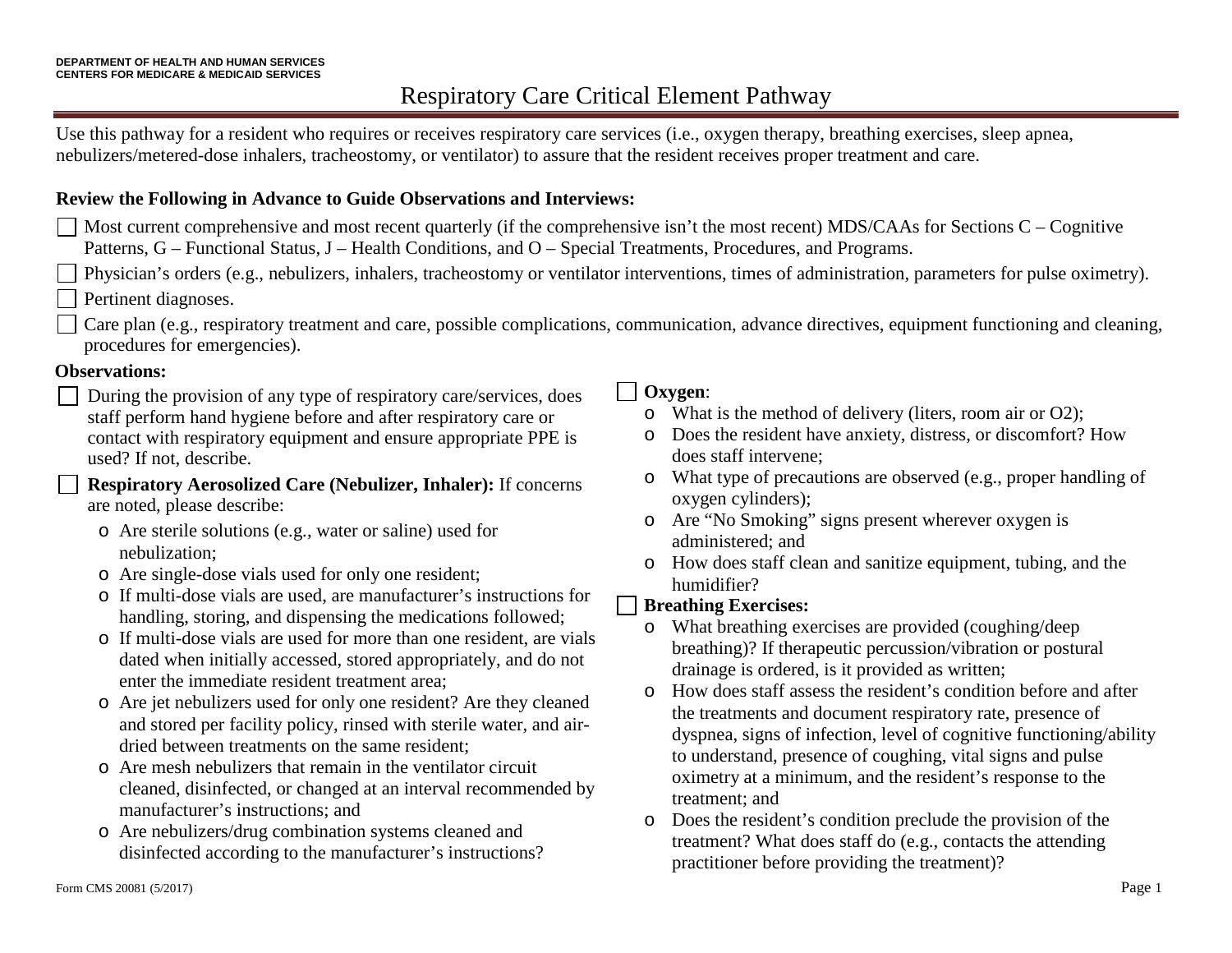DEPARTMENT OF HEALTH AND HUMAN SERVICES
CENTERS FOR MEDICARE & MEDICAID SERVICES

# Respiratory Care Critical Element Pathway

Use this pathway for a resident who requires or receives respiratory care services (i.e., oxygen therapy, breathing exercises, sleep apnea, nebulizers/metered-dose inhalers, tracheostomy, or ventilator) to assure that the resident receives proper treatment and care.

**Review the Following in Advance to Guide Observations and Interviews:**

- ☐ Most current comprehensive and most recent quarterly (if the comprehensive isn't the most recent) MDS/CAAs for Sections C – Cognitive Patterns, G – Functional Status, J – Health Conditions, and O – Special Treatments, Procedures, and Programs.
- ☐ Physician's orders (e.g., nebulizers, inhalers, tracheostomy or ventilator interventions, times of administration, parameters for pulse oximetry).
- ☐ Pertinent diagnoses.
- ☐ Care plan (e.g., respiratory treatment and care, possible complications, communication, advance directives, equipment functioning and cleaning, procedures for emergencies).

**Observations:**

- ☐ During the provision of any type of respiratory care/services, does staff perform hand hygiene before and after respiratory care or contact with respiratory equipment and ensure appropriate PPE is used? If not, describe.
- ☐ **Respiratory Aerosolized Care (Nebulizer, Inhaler):** If concerns are noted, please describe:
  - Are sterile solutions (e.g., water or saline) used for nebulization;
  - Are single-dose vials used for only one resident;
  - If multi-dose vials are used, are manufacturer's instructions for handling, storing, and dispensing the medications followed;
  - If multi-dose vials are used for more than one resident, are vials dated when initially accessed, stored appropriately, and do not enter the immediate resident treatment area;
  - Are jet nebulizers used for only one resident? Are they cleaned and stored per facility policy, rinsed with sterile water, and air-dried between treatments on the same resident;
  - Are mesh nebulizers that remain in the ventilator circuit cleaned, disinfected, or changed at an interval recommended by manufacturer's instructions; and
  - Are nebulizers/drug combination systems cleaned and disinfected according to the manufacturer's instructions?
- ☐ **Oxygen**:
  - What is the method of delivery (liters, room air or O2);
  - Does the resident have anxiety, distress, or discomfort? How does staff intervene;
  - What type of precautions are observed (e.g., proper handling of oxygen cylinders);
  - Are "No Smoking" signs present wherever oxygen is administered; and
  - How does staff clean and sanitize equipment, tubing, and the humidifier?
- ☐ **Breathing Exercises:**
  - What breathing exercises are provided (coughing/deep breathing)? If therapeutic percussion/vibration or postural drainage is ordered, is it provided as written;
  - How does staff assess the resident's condition before and after the treatments and document respiratory rate, presence of dyspnea, signs of infection, level of cognitive functioning/ability to understand, presence of coughing, vital signs and pulse oximetry at a minimum, and the resident's response to the treatment; and
  - Does the resident's condition preclude the provision of the treatment? What does staff do (e.g., contacts the attending practitioner before providing the treatment)?

Form CMS 20081 (5/2017)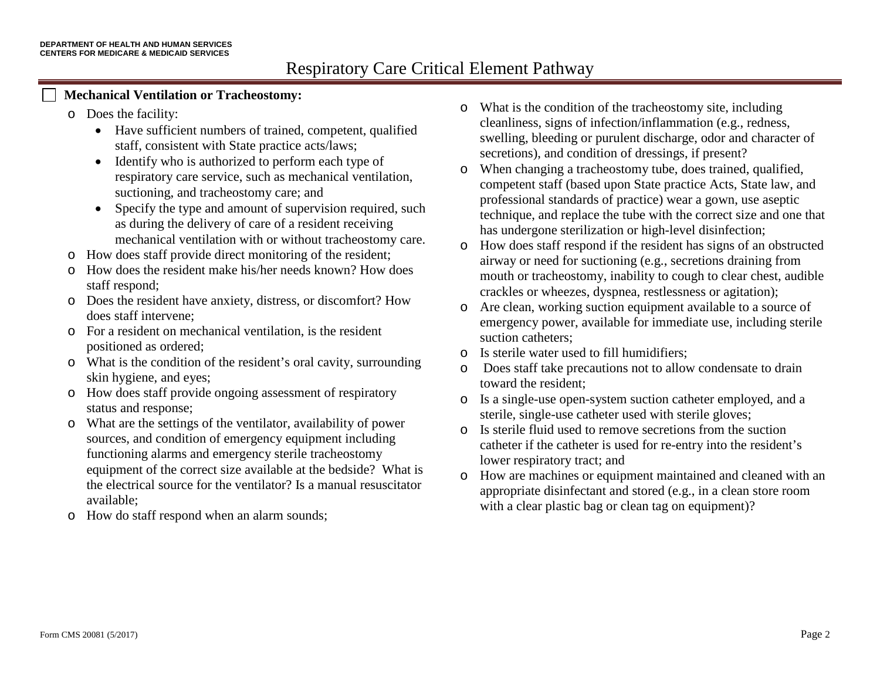# Respiratory Care Critical Element Pathway

☐ **Mechanical Ventilation or Tracheostomy:**

- Does the facility:
  - Have sufficient numbers of trained, competent, qualified staff, consistent with State practice acts/laws;
  - Identify who is authorized to perform each type of respiratory care service, such as mechanical ventilation, suctioning, and tracheostomy care; and
  - Specify the type and amount of supervision required, such as during the delivery of care of a resident receiving mechanical ventilation with or without tracheostomy care.
- How does staff provide direct monitoring of the resident;
- How does the resident make his/her needs known? How does staff respond;
- Does the resident have anxiety, distress, or discomfort? How does staff intervene;
- For a resident on mechanical ventilation, is the resident positioned as ordered;
- What is the condition of the resident's oral cavity, surrounding skin hygiene, and eyes;
- How does staff provide ongoing assessment of respiratory status and response;
- What are the settings of the ventilator, availability of power sources, and condition of emergency equipment including functioning alarms and emergency sterile tracheostomy equipment of the correct size available at the bedside? What is the electrical source for the ventilator? Is a manual resuscitator available;
- How do staff respond when an alarm sounds;
- What is the condition of the tracheostomy site, including cleanliness, signs of infection/inflammation (e.g., redness, swelling, bleeding or purulent discharge, odor and character of secretions), and condition of dressings, if present?
- When changing a tracheostomy tube, does trained, qualified, competent staff (based upon State practice Acts, State law, and professional standards of practice) wear a gown, use aseptic technique, and replace the tube with the correct size and one that has undergone sterilization or high-level disinfection;
- How does staff respond if the resident has signs of an obstructed airway or need for suctioning (e.g., secretions draining from mouth or tracheostomy, inability to cough to clear chest, audible crackles or wheezes, dyspnea, restlessness or agitation);
- Are clean, working suction equipment available to a source of emergency power, available for immediate use, including sterile suction catheters;
- Is sterile water used to fill humidifiers;
- Does staff take precautions not to allow condensate to drain toward the resident;
- Is a single-use open-system suction catheter employed, and a sterile, single-use catheter used with sterile gloves;
- Is sterile fluid used to remove secretions from the suction catheter if the catheter is used for re-entry into the resident's lower respiratory tract; and
- How are machines or equipment maintained and cleaned with an appropriate disinfectant and stored (e.g., in a clean store room with a clear plastic bag or clean tag on equipment)?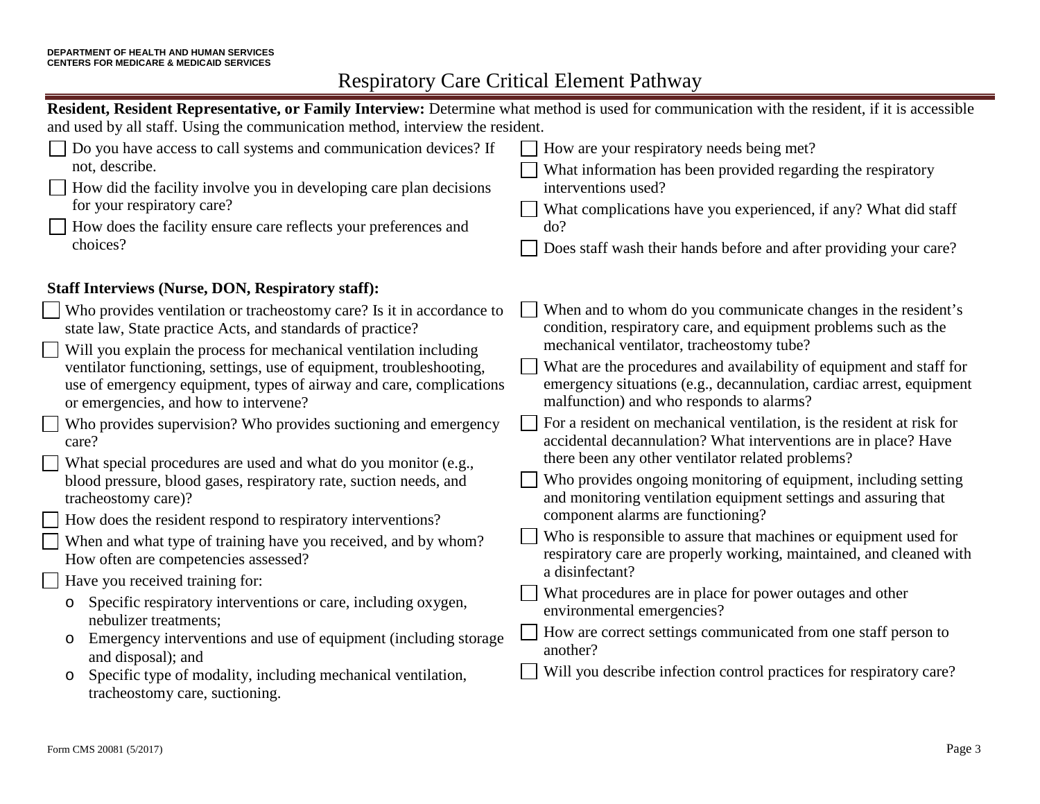# Respiratory Care Critical Element Pathway

**Resident, Resident Representative, or Family Interview:** Determine what method is used for communication with the resident, if it is accessible and used by all staff. Using the communication method, interview the resident.

- [ ] Do you have access to call systems and communication devices? If not, describe.
- [ ] How did the facility involve you in developing care plan decisions for your respiratory care?
- [ ] How does the facility ensure care reflects your preferences and choices?
- [ ] How are your respiratory needs being met?
- [ ] What information has been provided regarding the respiratory interventions used?
- [ ] What complications have you experienced, if any? What did staff do?
- [ ] Does staff wash their hands before and after providing your care?

**Staff Interviews (Nurse, DON, Respiratory staff):**

- [ ] Who provides ventilation or tracheostomy care? Is it in accordance to state law, State practice Acts, and standards of practice?
- [ ] Will you explain the process for mechanical ventilation including ventilator functioning, settings, use of equipment, troubleshooting, use of emergency equipment, types of airway and care, complications or emergencies, and how to intervene?
- [ ] Who provides supervision? Who provides suctioning and emergency care?
- [ ] What special procedures are used and what do you monitor (e.g., blood pressure, blood gases, respiratory rate, suction needs, and tracheostomy care)?
- [ ] How does the resident respond to respiratory interventions?
- [ ] When and what type of training have you received, and by whom? How often are competencies assessed?
- [ ] Have you received training for:
  - Specific respiratory interventions or care, including oxygen, nebulizer treatments;
  - Emergency interventions and use of equipment (including storage and disposal); and
  - Specific type of modality, including mechanical ventilation, tracheostomy care, suctioning.
- [ ] When and to whom do you communicate changes in the resident's condition, respiratory care, and equipment problems such as the mechanical ventilator, tracheostomy tube?
- [ ] What are the procedures and availability of equipment and staff for emergency situations (e.g., decannulation, cardiac arrest, equipment malfunction) and who responds to alarms?
- [ ] For a resident on mechanical ventilation, is the resident at risk for accidental decannulation? What interventions are in place? Have there been any other ventilator related problems?
- [ ] Who provides ongoing monitoring of equipment, including setting and monitoring ventilation equipment settings and assuring that component alarms are functioning?
- [ ] Who is responsible to assure that machines or equipment used for respiratory care are properly working, maintained, and cleaned with a disinfectant?
- [ ] What procedures are in place for power outages and other environmental emergencies?
- [ ] How are correct settings communicated from one staff person to another?
- [ ] Will you describe infection control practices for respiratory care?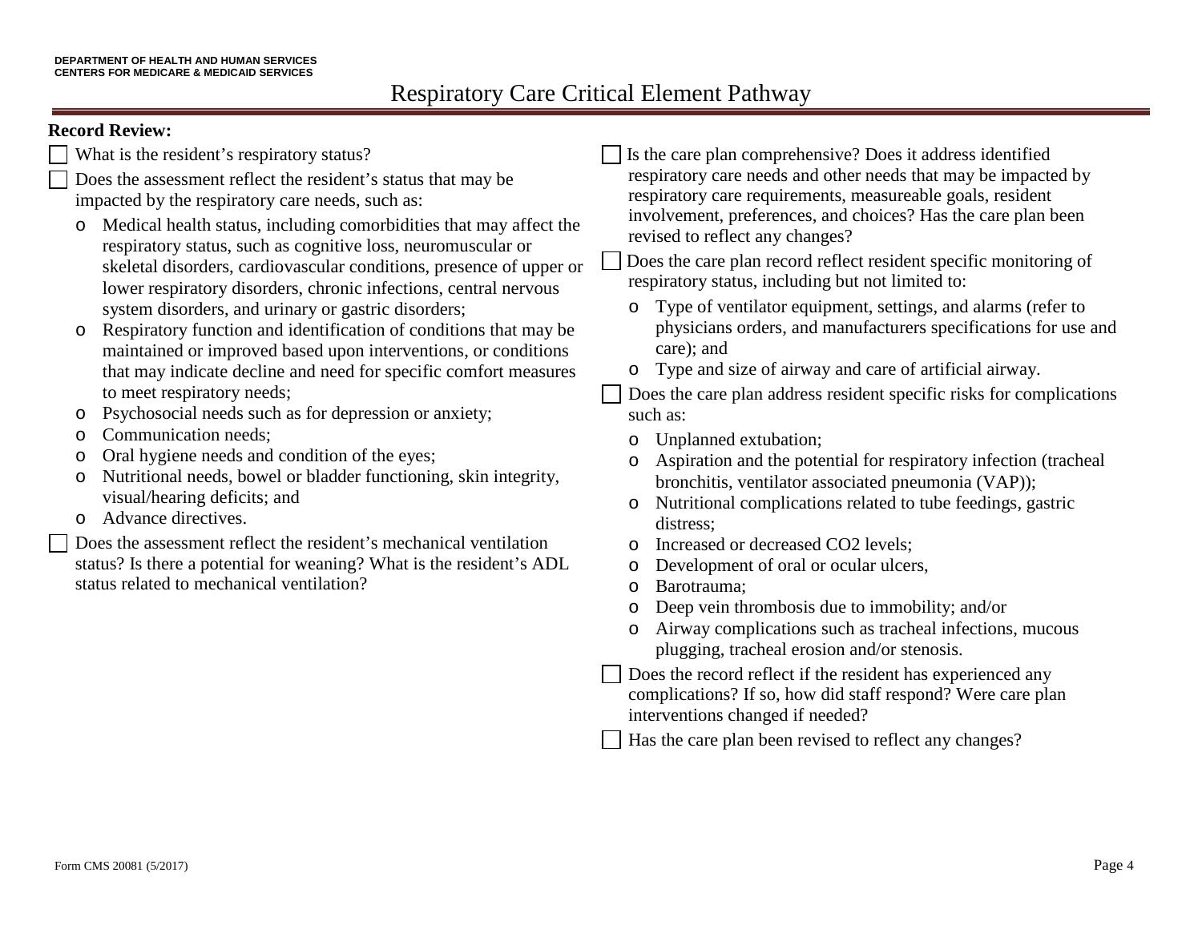# Respiratory Care Critical Element Pathway

**Record Review:**

- ☐ What is the resident's respiratory status?
- ☐ Does the assessment reflect the resident's status that may be impacted by the respiratory care needs, such as:
  - Medical health status, including comorbidities that may affect the respiratory status, such as cognitive loss, neuromuscular or skeletal disorders, cardiovascular conditions, presence of upper or lower respiratory disorders, chronic infections, central nervous system disorders, and urinary or gastric disorders;
  - Respiratory function and identification of conditions that may be maintained or improved based upon interventions, or conditions that may indicate decline and need for specific comfort measures to meet respiratory needs;
  - Psychosocial needs such as for depression or anxiety;
  - Communication needs;
  - Oral hygiene needs and condition of the eyes;
  - Nutritional needs, bowel or bladder functioning, skin integrity, visual/hearing deficits; and
  - Advance directives.
- ☐ Does the assessment reflect the resident's mechanical ventilation status? Is there a potential for weaning? What is the resident's ADL status related to mechanical ventilation?
- ☐ Is the care plan comprehensive? Does it address identified respiratory care needs and other needs that may be impacted by respiratory care requirements, measureable goals, resident involvement, preferences, and choices? Has the care plan been revised to reflect any changes?
- ☐ Does the care plan record reflect resident specific monitoring of respiratory status, including but not limited to:
  - Type of ventilator equipment, settings, and alarms (refer to physicians orders, and manufacturers specifications for use and care); and
  - Type and size of airway and care of artificial airway.
- ☐ Does the care plan address resident specific risks for complications such as:
  - Unplanned extubation;
  - Aspiration and the potential for respiratory infection (tracheal bronchitis, ventilator associated pneumonia (VAP));
  - Nutritional complications related to tube feedings, gastric distress;
  - Increased or decreased $CO_2$ levels;
  - Development of oral or ocular ulcers,
  - Barotrauma;
  - Deep vein thrombosis due to immobility; and/or
  - Airway complications such as tracheal infections, mucous plugging, tracheal erosion and/or stenosis.
- ☐ Does the record reflect if the resident has experienced any complications? If so, how did staff respond? Were care plan interventions changed if needed?
- ☐ Has the care plan been revised to reflect any changes?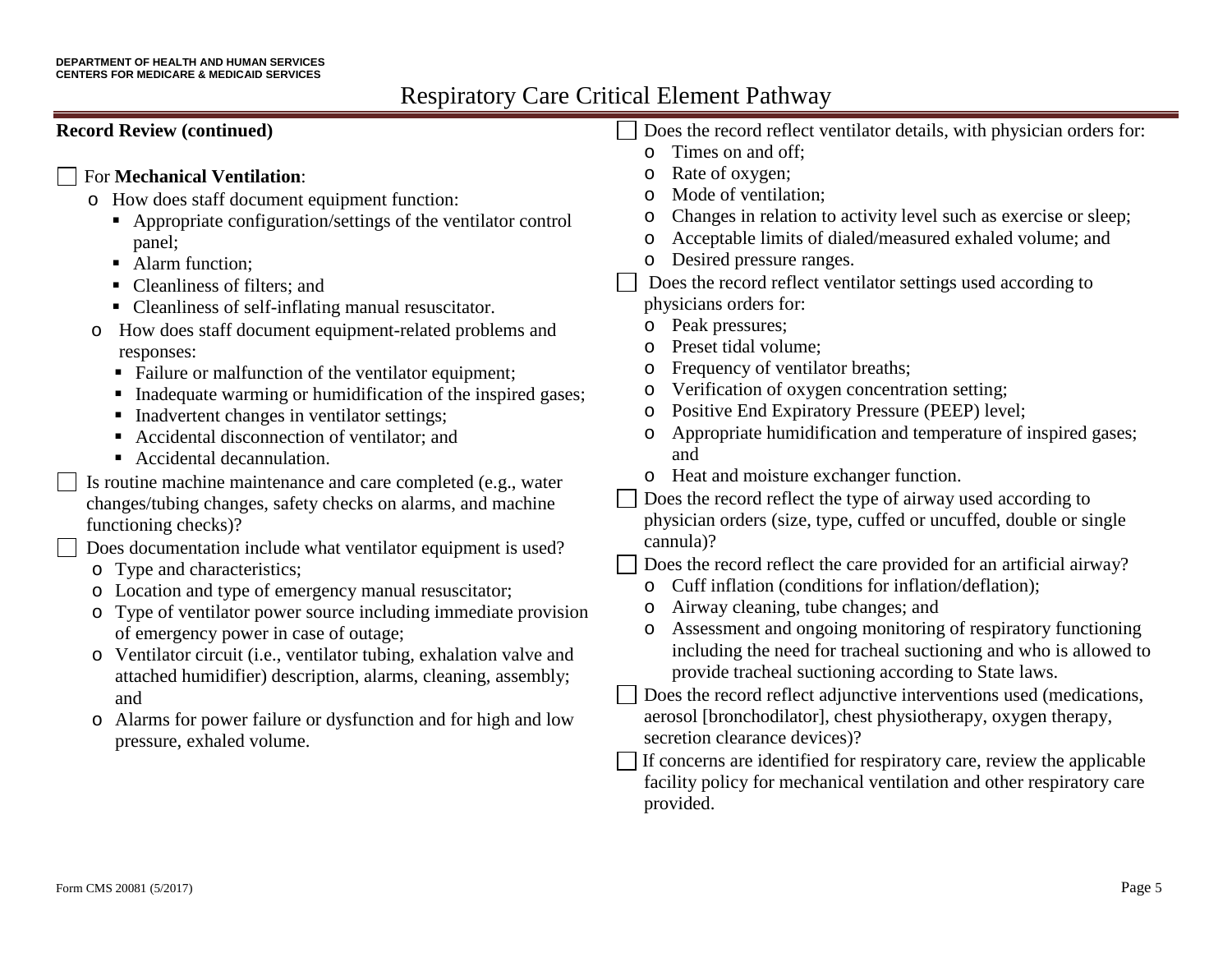# Respiratory Care Critical Element Pathway

**Record Review (continued)**

- [ ] For **Mechanical Ventilation**:
  - How does staff document equipment function:
    - Appropriate configuration/settings of the ventilator control panel;
    - Alarm function;
    - Cleanliness of filters; and
    - Cleanliness of self-inflating manual resuscitator.
  - How does staff document equipment-related problems and responses:
    - Failure or malfunction of the ventilator equipment;
    - Inadequate warming or humidification of the inspired gases;
    - Inadvertent changes in ventilator settings;
    - Accidental disconnection of ventilator; and
    - Accidental decannulation.
- [ ] Is routine machine maintenance and care completed (e.g., water changes/tubing changes, safety checks on alarms, and machine functioning checks)?
- [ ] Does documentation include what ventilator equipment is used?
  - Type and characteristics;
  - Location and type of emergency manual resuscitator;
  - Type of ventilator power source including immediate provision of emergency power in case of outage;
  - Ventilator circuit (i.e., ventilator tubing, exhalation valve and attached humidifier) description, alarms, cleaning, assembly; and
  - Alarms for power failure or dysfunction and for high and low pressure, exhaled volume.
- [ ] Does the record reflect ventilator details, with physician orders for:
  - Times on and off;
  - Rate of oxygen;
  - Mode of ventilation;
  - Changes in relation to activity level such as exercise or sleep;
  - Acceptable limits of dialed/measured exhaled volume; and
  - Desired pressure ranges.
- [ ] Does the record reflect ventilator settings used according to physicians orders for:
  - Peak pressures;
  - Preset tidal volume;
  - Frequency of ventilator breaths;
  - Verification of oxygen concentration setting;
  - Positive End Expiratory Pressure (PEEP) level;
  - Appropriate humidification and temperature of inspired gases; and
  - Heat and moisture exchanger function.
- [ ] Does the record reflect the type of airway used according to physician orders (size, type, cuffed or uncuffed, double or single cannula)?
- [ ] Does the record reflect the care provided for an artificial airway?
  - Cuff inflation (conditions for inflation/deflation);
  - Airway cleaning, tube changes; and
  - Assessment and ongoing monitoring of respiratory functioning including the need for tracheal suctioning and who is allowed to provide tracheal suctioning according to State laws.
- [ ] Does the record reflect adjunctive interventions used (medications, aerosol [bronchodilator], chest physiotherapy, oxygen therapy, secretion clearance devices)?
- [ ] If concerns are identified for respiratory care, review the applicable facility policy for mechanical ventilation and other respiratory care provided.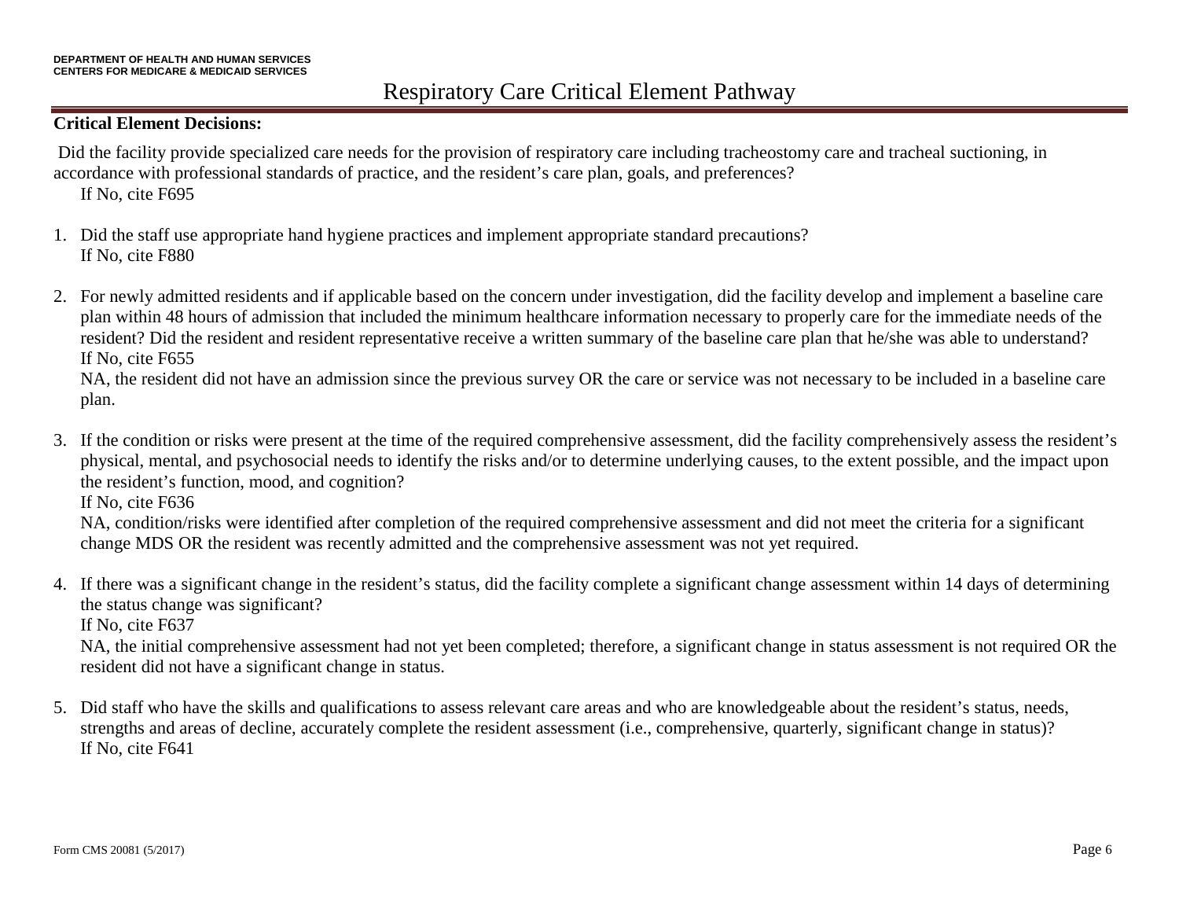# Respiratory Care Critical Element Pathway

**Critical Element Decisions:**

Did the facility provide specialized care needs for the provision of respiratory care including tracheostomy care and tracheal suctioning, in accordance with professional standards of practice, and the resident's care plan, goals, and preferences?
If No, cite F695

1. Did the staff use appropriate hand hygiene practices and implement appropriate standard precautions?
   If No, cite F880

2. For newly admitted residents and if applicable based on the concern under investigation, did the facility develop and implement a baseline care plan within 48 hours of admission that included the minimum healthcare information necessary to properly care for the immediate needs of the resident? Did the resident and resident representative receive a written summary of the baseline care plan that he/she was able to understand?
   If No, cite F655
   NA, the resident did not have an admission since the previous survey OR the care or service was not necessary to be included in a baseline care plan.

3. If the condition or risks were present at the time of the required comprehensive assessment, did the facility comprehensively assess the resident's physical, mental, and psychosocial needs to identify the risks and/or to determine underlying causes, to the extent possible, and the impact upon the resident's function, mood, and cognition?
   If No, cite F636
   NA, condition/risks were identified after completion of the required comprehensive assessment and did not meet the criteria for a significant change MDS OR the resident was recently admitted and the comprehensive assessment was not yet required.

4. If there was a significant change in the resident's status, did the facility complete a significant change assessment within 14 days of determining the status change was significant?
   If No, cite F637
   NA, the initial comprehensive assessment had not yet been completed; therefore, a significant change in status assessment is not required OR the resident did not have a significant change in status.

5. Did staff who have the skills and qualifications to assess relevant care areas and who are knowledgeable about the resident's status, needs, strengths and areas of decline, accurately complete the resident assessment (i.e., comprehensive, quarterly, significant change in status)?
   If No, cite F641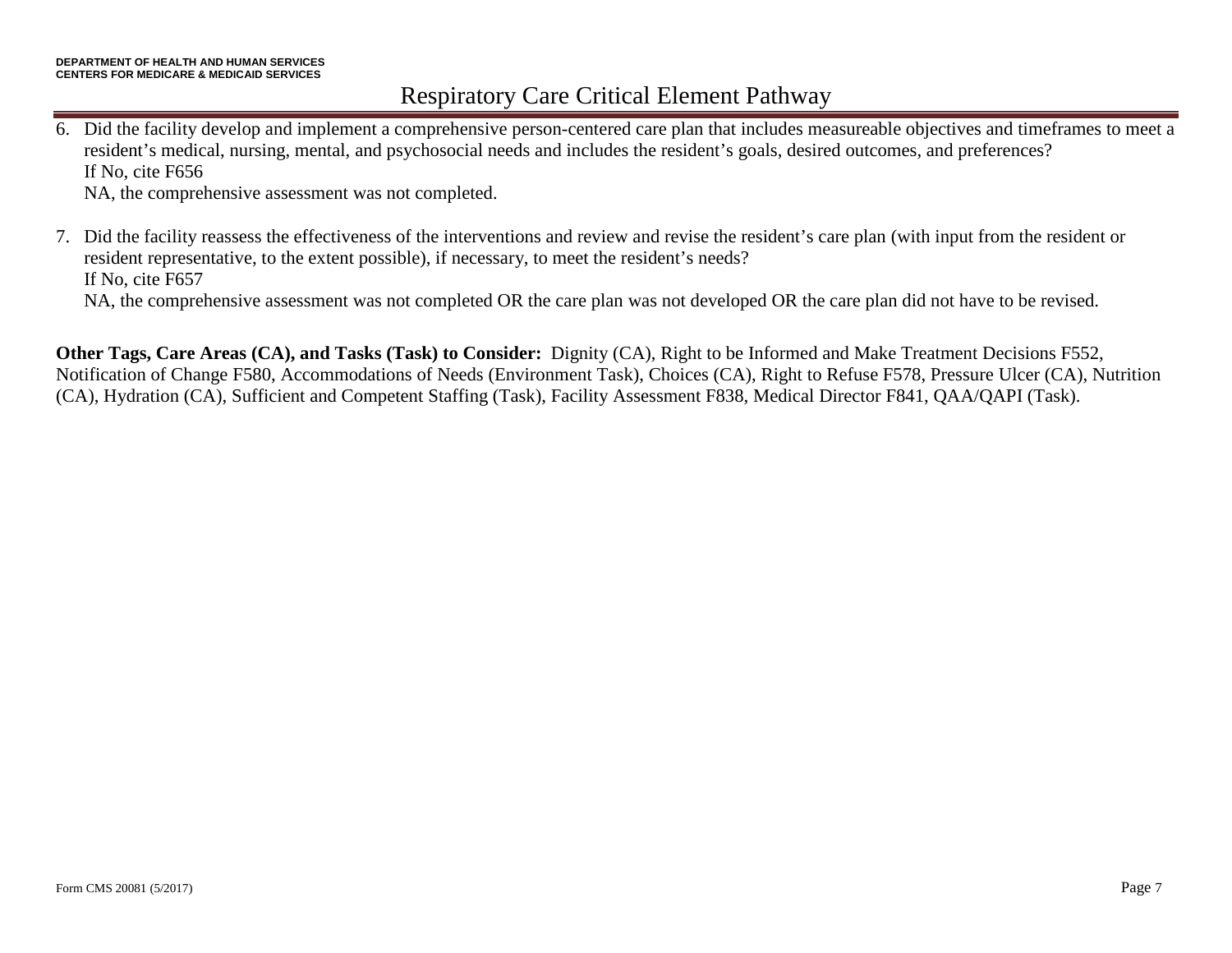6. Did the facility develop and implement a comprehensive person-centered care plan that includes measureable objectives and timeframes to meet a resident's medical, nursing, mental, and psychosocial needs and includes the resident's goals, desired outcomes, and preferences?
   If No, cite F656
   NA, the comprehensive assessment was not completed.

7. Did the facility reassess the effectiveness of the interventions and review and revise the resident's care plan (with input from the resident or resident representative, to the extent possible), if necessary, to meet the resident's needs?
   If No, cite F657
   NA, the comprehensive assessment was not completed OR the care plan was not developed OR the care plan did not have to be revised.

**Other Tags, Care Areas (CA), and Tasks (Task) to Consider:** Dignity (CA), Right to be Informed and Make Treatment Decisions F552, Notification of Change F580, Accommodations of Needs (Environment Task), Choices (CA), Right to Refuse F578, Pressure Ulcer (CA), Nutrition (CA), Hydration (CA), Sufficient and Competent Staffing (Task), Facility Assessment F838, Medical Director F841, QAA/QAPI (Task).